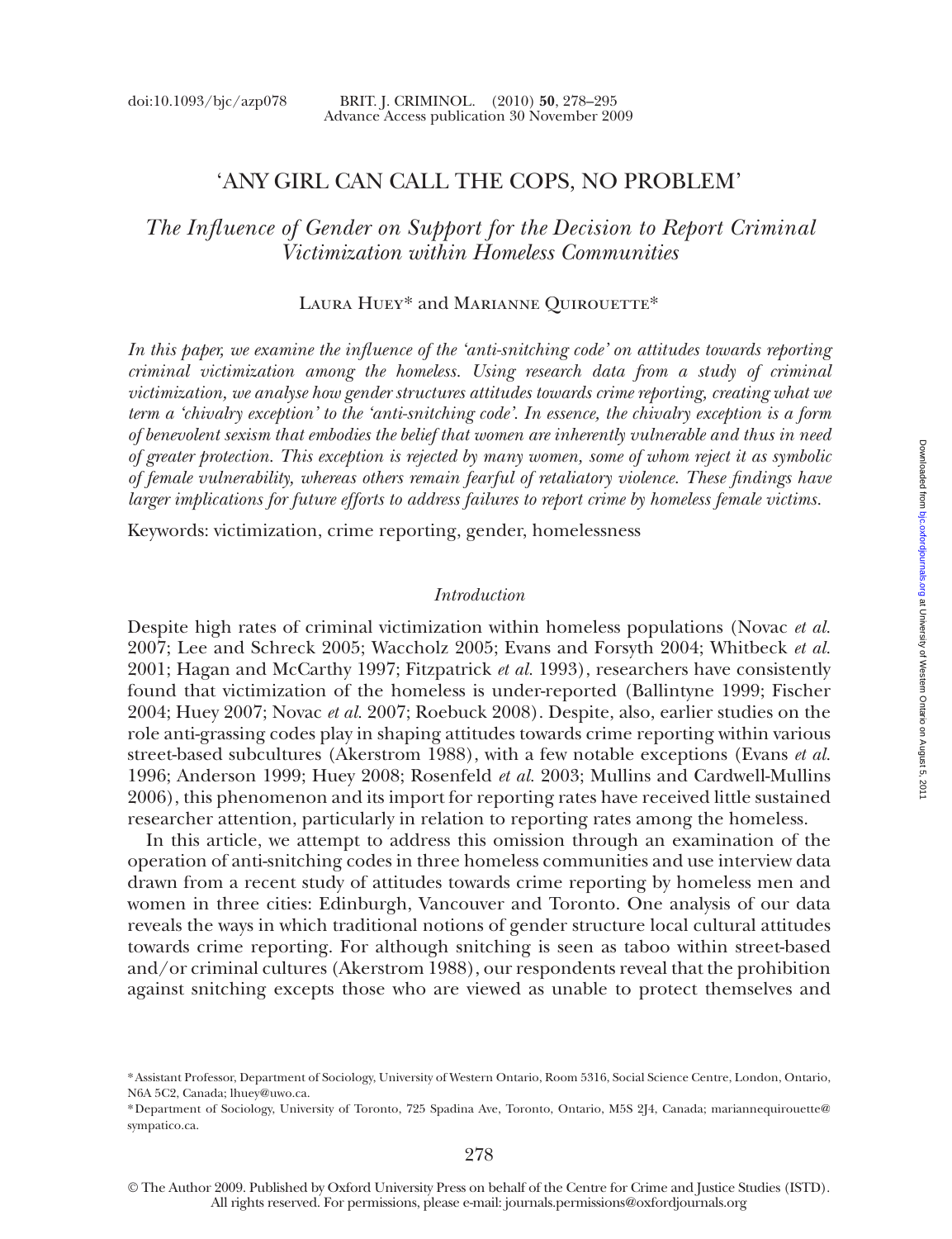# 'ANY GIRL CAN CALL THE COPS, NO PROBLEM'

## *The Influence of Gender on Support for the Decision to Report Criminal Victimization within Homeless Communities*

Laura Huey* and Marianne Quirouette*

*In this paper, we examine the influence of the 'anti-snitching code' on attitudes towards reporting criminal victimization among the homeless. Using research data from a study of criminal victimization, we analyse how gender structures attitudes towards crime reporting, creating what we term a 'chivalry exception' to the 'anti-snitching code'. In essence, the chivalry exception is a form of benevolent sexism that embodies the belief that women are inherently vulnerable and thus in need of greater protection. This exception is rejected by many women, some of whom reject it as symbolic of female vulnerability, whereas others remain fearful of retaliatory violence. These findings have larger implications for future efforts to address failures to report crime by homeless female victims.*

Keywords: victimization, crime reporting, gender, homelessness

### *Introduction*

Despite high rates of criminal victimization within homeless populations (Novac *et al.* 2007; Lee and Schreck 2005; Waccholz 2005; Evans and Forsyth 2004; Whitbeck *et al.* 2001; Hagan and McCarthy 1997; Fitzpatrick *et al.* 1993), researchers have consistently found that victimization of the homeless is under-reported (Ballintyne 1999; Fischer 2004; Huey 2007; Novac *et al.* 2007; Roebuck 2008). Despite, also, earlier studies on the role anti-grassing codes play in shaping attitudes towards crime reporting within various street-based subcultures (Akerstrom 1988), with a few notable exceptions (Evans *et al.* 1996; Anderson 1999; Huey 2008; Rosenfeld *et al.* 2003; Mullins and Cardwell-Mullins 2006), this phenomenon and its import for reporting rates have received little sustained researcher attention, particularly in relation to reporting rates among the homeless.

In this article, we attempt to address this omission through an examination of the operation of anti-snitching codes in three homeless communities and use interview data drawn from a recent study of attitudes towards crime reporting by homeless men and women in three cities: Edinburgh, Vancouver and Toronto. One analysis of our data reveals the ways in which traditional notions of gender structure local cultural attitudes towards crime reporting. For although snitching is seen as taboo within street-based and/or criminal cultures (Akerstrom 1988), our respondents reveal that the prohibition against snitching excepts those who are viewed as unable to protect themselves and

*Assistant Professor, Department of Sociology, University of Western Ontario, Room 5316, Social Science Centre, London, Ontario, N6A 5C2, Canada; lhuey@uwo.ca.

*Department of Sociology, University of Toronto, 725 Spadina Ave, Toronto, Ontario, M5S 2J4, Canada; mariannequirouette@sympatico.ca.

© The Author 2009. Published by Oxford University Press on behalf of the Centre for Crime and Justice Studies (ISTD). All rights reserved. For permissions, please e-mail: journals.permissions@oxfordjournals.org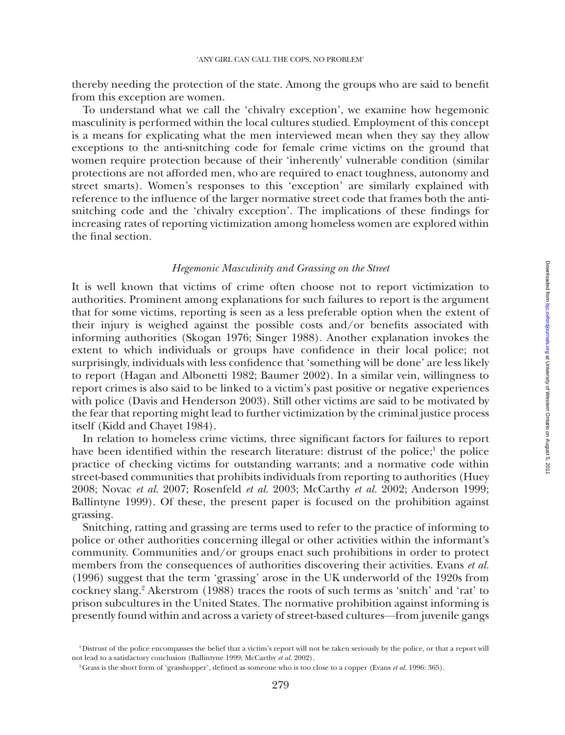thereby needing the protection of the state. Among the groups who are said to benefit from this exception are women.

To understand what we call the 'chivalry exception', we examine how hegemonic masculinity is performed within the local cultures studied. Employment of this concept is a means for explicating what the men interviewed mean when they say they allow exceptions to the anti-snitching code for female crime victims on the ground that women require protection because of their 'inherently' vulnerable condition (similar protections are not afforded men, who are required to enact toughness, autonomy and street smarts). Women's responses to this 'exception' are similarly explained with reference to the influence of the larger normative street code that frames both the anti-snitching code and the 'chivalry exception'. The implications of these findings for increasing rates of reporting victimization among homeless women are explored within the final section.

### *Hegemonic Masculinity and Grassing on the Street*

It is well known that victims of crime often choose not to report victimization to authorities. Prominent among explanations for such failures to report is the argument that for some victims, reporting is seen as a less preferable option when the extent of their injury is weighed against the possible costs and/or benefits associated with informing authorities (Skogan 1976; Singer 1988). Another explanation invokes the extent to which individuals or groups have confidence in their local police; not surprisingly, individuals with less confidence that 'something will be done' are less likely to report (Hagan and Albonetti 1982; Baumer 2002). In a similar vein, willingness to report crimes is also said to be linked to a victim's past positive or negative experiences with police (Davis and Henderson 2003). Still other victims are said to be motivated by the fear that reporting might lead to further victimization by the criminal justice process itself (Kidd and Chayet 1984).

In relation to homeless crime victims, three significant factors for failures to report have been identified within the research literature: distrust of the police;[1] the police practice of checking victims for outstanding warrants; and a normative code within street-based communities that prohibits individuals from reporting to authorities (Huey 2008; Novac *et al.* 2007; Rosenfeld *et al.* 2003; McCarthy *et al.* 2002; Anderson 1999; Ballintyne 1999). Of these, the present paper is focused on the prohibition against grassing.

Snitching, ratting and grassing are terms used to refer to the practice of informing to police or other authorities concerning illegal or other activities within the informant's community. Communities and/or groups enact such prohibitions in order to protect members from the consequences of authorities discovering their activities. Evans *et al.* (1996) suggest that the term 'grassing' arose in the UK underworld of the 1920s from cockney slang.[2] Akerstrom (1988) traces the roots of such terms as 'snitch' and 'rat' to prison subcultures in the United States. The normative prohibition against informing is presently found within and across a variety of street-based cultures—from juvenile gangs

[1] Distrust of the police encompasses the belief that a victim's report will not be taken seriously by the police, or that a report will not lead to a satisfactory conclusion (Ballintyne 1999; McCarthy *et al.* 2002).

[2] Grass is the short form of 'grasshopper', defined as someone who is too close to a copper (Evans *et al.* 1996: 365).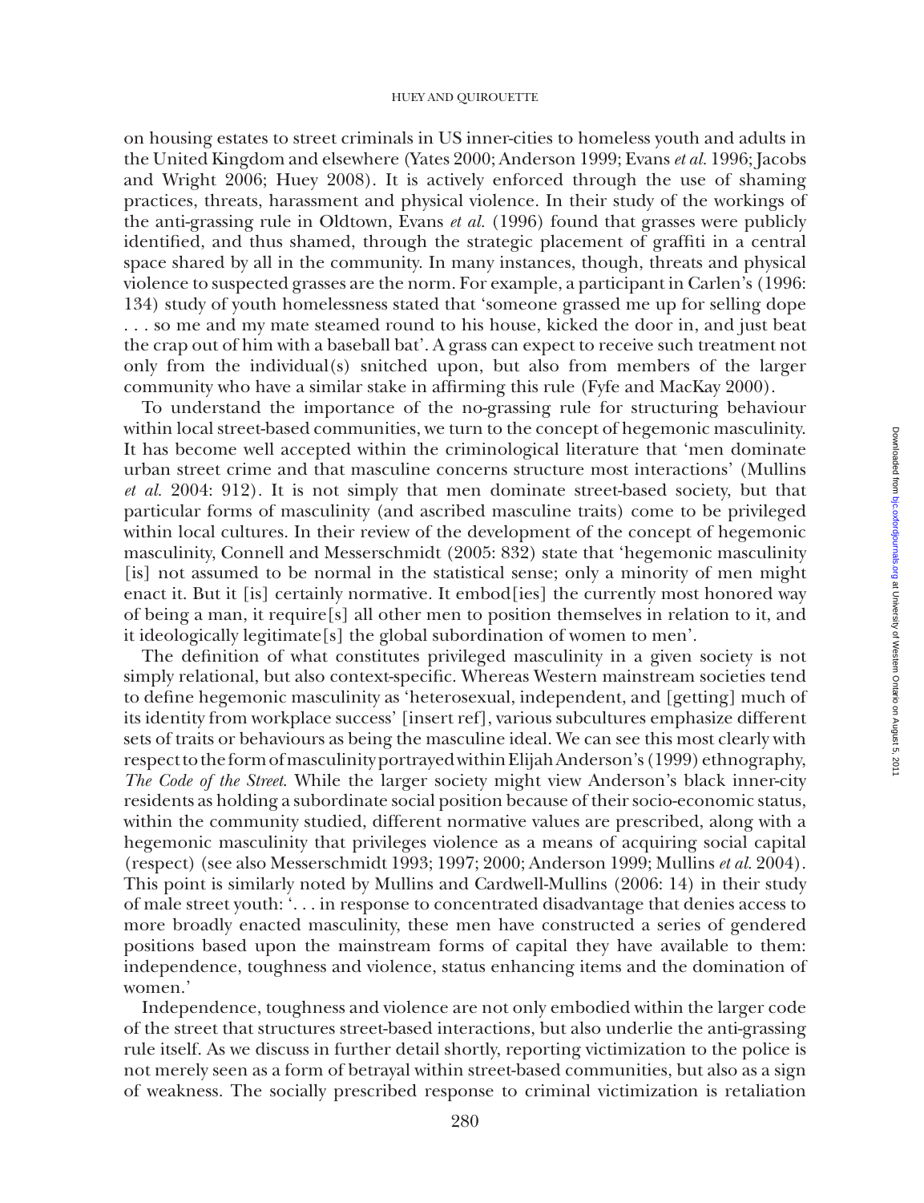on housing estates to street criminals in US inner-cities to homeless youth and adults in the United Kingdom and elsewhere (Yates 2000; Anderson 1999; Evans *et al.* 1996; Jacobs and Wright 2006; Huey 2008). It is actively enforced through the use of shaming practices, threats, harassment and physical violence. In their study of the workings of the anti-grassing rule in Oldtown, Evans *et al.* (1996) found that grasses were publicly identified, and thus shamed, through the strategic placement of graffiti in a central space shared by all in the community. In many instances, though, threats and physical violence to suspected grasses are the norm. For example, a participant in Carlen's (1996: 134) study of youth homelessness stated that 'someone grassed me up for selling dope . . . so me and my mate steamed round to his house, kicked the door in, and just beat the crap out of him with a baseball bat'. A grass can expect to receive such treatment not only from the individual(s) snitched upon, but also from members of the larger community who have a similar stake in affirming this rule (Fyfe and MacKay 2000).

To understand the importance of the no-grassing rule for structuring behaviour within local street-based communities, we turn to the concept of hegemonic masculinity. It has become well accepted within the criminological literature that 'men dominate urban street crime and that masculine concerns structure most interactions' (Mullins *et al.* 2004: 912). It is not simply that men dominate street-based society, but that particular forms of masculinity (and ascribed masculine traits) come to be privileged within local cultures. In their review of the development of the concept of hegemonic masculinity, Connell and Messerschmidt (2005: 832) state that 'hegemonic masculinity [is] not assumed to be normal in the statistical sense; only a minority of men might enact it. But it [is] certainly normative. It embod[ies] the currently most honored way of being a man, it require[s] all other men to position themselves in relation to it, and it ideologically legitimate[s] the global subordination of women to men'.

The definition of what constitutes privileged masculinity in a given society is not simply relational, but also context-specific. Whereas Western mainstream societies tend to define hegemonic masculinity as 'heterosexual, independent, and [getting] much of its identity from workplace success' [insert ref], various subcultures emphasize different sets of traits or behaviours as being the masculine ideal. We can see this most clearly with respect to the form of masculinity portrayed within Elijah Anderson's (1999) ethnography, *The Code of the Street*. While the larger society might view Anderson's black inner-city residents as holding a subordinate social position because of their socio-economic status, within the community studied, different normative values are prescribed, along with a hegemonic masculinity that privileges violence as a means of acquiring social capital (respect) (see also Messerschmidt 1993; 1997; 2000; Anderson 1999; Mullins *et al.* 2004). This point is similarly noted by Mullins and Cardwell-Mullins (2006: 14) in their study of male street youth: '. . . in response to concentrated disadvantage that denies access to more broadly enacted masculinity, these men have constructed a series of gendered positions based upon the mainstream forms of capital they have available to them: independence, toughness and violence, status enhancing items and the domination of women.'

Independence, toughness and violence are not only embodied within the larger code of the street that structures street-based interactions, but also underlie the anti-grassing rule itself. As we discuss in further detail shortly, reporting victimization to the police is not merely seen as a form of betrayal within street-based communities, but also as a sign of weakness. The socially prescribed response to criminal victimization is retaliation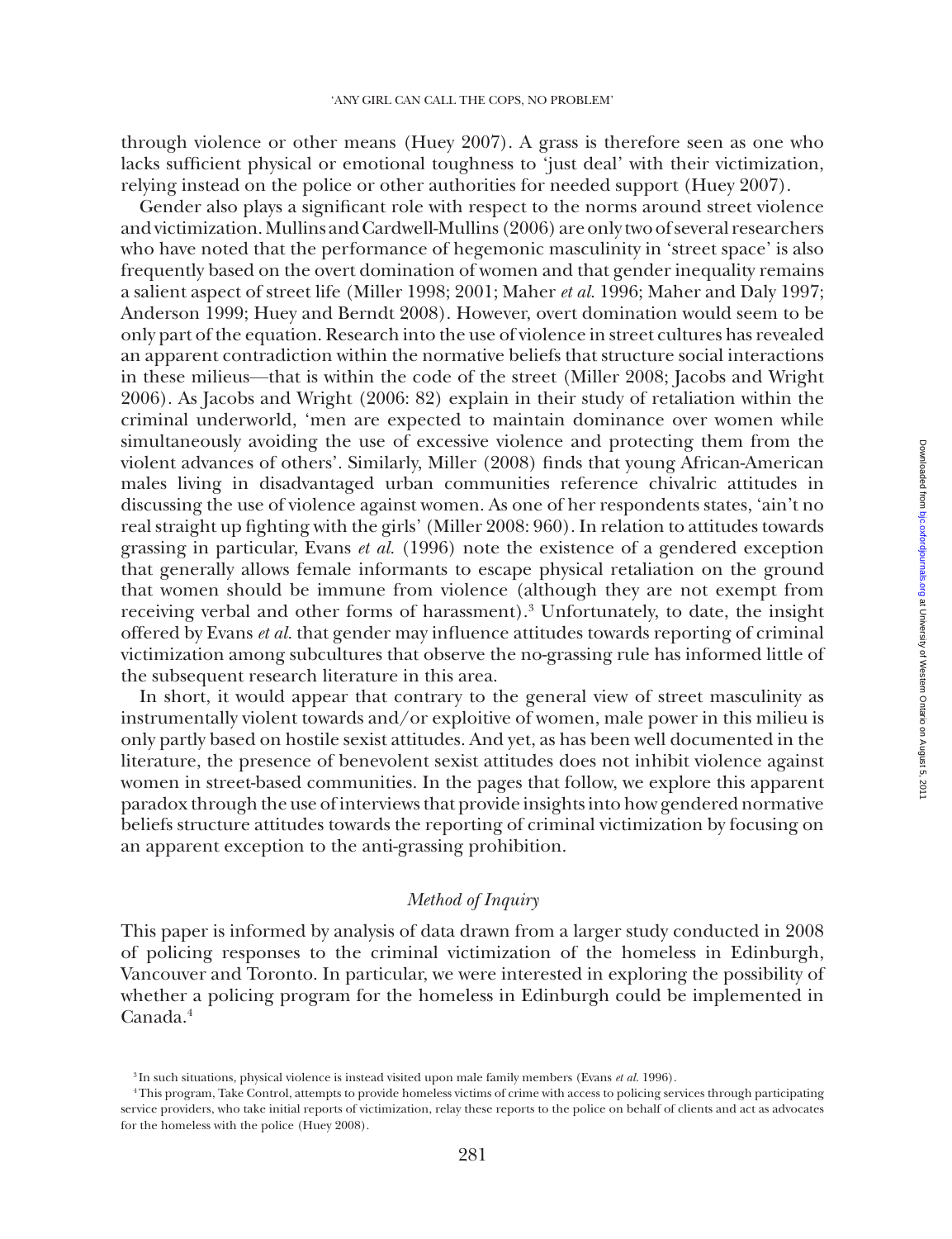through violence or other means (Huey 2007). A grass is therefore seen as one who lacks sufficient physical or emotional toughness to 'just deal' with their victimization, relying instead on the police or other authorities for needed support (Huey 2007).

Gender also plays a significant role with respect to the norms around street violence and victimization. Mullins and Cardwell-Mullins (2006) are only two of several researchers who have noted that the performance of hegemonic masculinity in 'street space' is also frequently based on the overt domination of women and that gender inequality remains a salient aspect of street life (Miller 1998; 2001; Maher *et al.* 1996; Maher and Daly 1997; Anderson 1999; Huey and Berndt 2008). However, overt domination would seem to be only part of the equation. Research into the use of violence in street cultures has revealed an apparent contradiction within the normative beliefs that structure social interactions in these milieus—that is within the code of the street (Miller 2008; Jacobs and Wright 2006). As Jacobs and Wright (2006: 82) explain in their study of retaliation within the criminal underworld, 'men are expected to maintain dominance over women while simultaneously avoiding the use of excessive violence and protecting them from the violent advances of others'. Similarly, Miller (2008) finds that young African-American males living in disadvantaged urban communities reference chivalric attitudes in discussing the use of violence against women. As one of her respondents states, 'ain't no real straight up fighting with the girls' (Miller 2008: 960). In relation to attitudes towards grassing in particular, Evans *et al.* (1996) note the existence of a gendered exception that generally allows female informants to escape physical retaliation on the ground that women should be immune from violence (although they are not exempt from receiving verbal and other forms of harassment).[3] Unfortunately, to date, the insight offered by Evans *et al.* that gender may influence attitudes towards reporting of criminal victimization among subcultures that observe the no-grassing rule has informed little of the subsequent research literature in this area.

In short, it would appear that contrary to the general view of street masculinity as instrumentally violent towards and/or exploitive of women, male power in this milieu is only partly based on hostile sexist attitudes. And yet, as has been well documented in the literature, the presence of benevolent sexist attitudes does not inhibit violence against women in street-based communities. In the pages that follow, we explore this apparent paradox through the use of interviews that provide insights into how gendered normative beliefs structure attitudes towards the reporting of criminal victimization by focusing on an apparent exception to the anti-grassing prohibition.

### *Method of Inquiry*

This paper is informed by analysis of data drawn from a larger study conducted in 2008 of policing responses to the criminal victimization of the homeless in Edinburgh, Vancouver and Toronto. In particular, we were interested in exploring the possibility of whether a policing program for the homeless in Edinburgh could be implemented in Canada.[4]

[3] In such situations, physical violence is instead visited upon male family members (Evans *et al.* 1996).

[4] This program, Take Control, attempts to provide homeless victims of crime with access to policing services through participating service providers, who take initial reports of victimization, relay these reports to the police on behalf of clients and act as advocates for the homeless with the police (Huey 2008).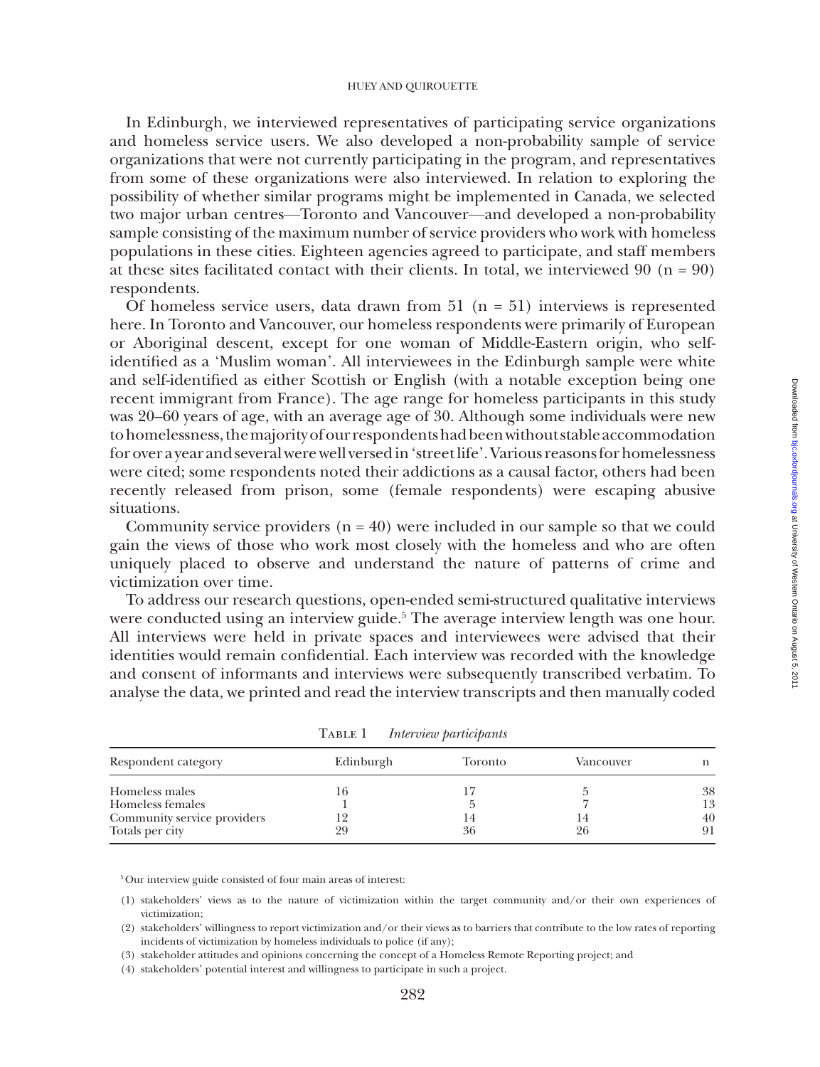In Edinburgh, we interviewed representatives of participating service organizations and homeless service users. We also developed a non-probability sample of service organizations that were not currently participating in the program, and representatives from some of these organizations were also interviewed. In relation to exploring the possibility of whether similar programs might be implemented in Canada, we selected two major urban centres—Toronto and Vancouver—and developed a non-probability sample consisting of the maximum number of service providers who work with homeless populations in these cities. Eighteen agencies agreed to participate, and staff members at these sites facilitated contact with their clients. In total, we interviewed 90 (n = 90) respondents.

Of homeless service users, data drawn from 51 (n = 51) interviews is represented here. In Toronto and Vancouver, our homeless respondents were primarily of European or Aboriginal descent, except for one woman of Middle-Eastern origin, who self-identified as a 'Muslim woman'. All interviewees in the Edinburgh sample were white and self-identified as either Scottish or English (with a notable exception being one recent immigrant from France). The age range for homeless participants in this study was 20–60 years of age, with an average age of 30. Although some individuals were new to homelessness, the majority of our respondents had been without stable accommodation for over a year and several were well versed in 'street life'. Various reasons for homelessness were cited; some respondents noted their addictions as a causal factor, others had been recently released from prison, some (female respondents) were escaping abusive situations.

Community service providers (n = 40) were included in our sample so that we could gain the views of those who work most closely with the homeless and who are often uniquely placed to observe and understand the nature of patterns of crime and victimization over time.

To address our research questions, open-ended semi-structured qualitative interviews were conducted using an interview guide.[5] The average interview length was one hour. All interviews were held in private spaces and interviewees were advised that their identities would remain confidential. Each interview was recorded with the knowledge and consent of informants and interviews were subsequently transcribed verbatim. To analyse the data, we printed and read the interview transcripts and then manually coded

Table 1 *Interview participants*

| Respondent category | Edinburgh | Toronto | Vancouver | n |
|---|---|---|---|---|
| Homeless males | 16 | 17 | 5 | 38 |
| Homeless females | 1 | 5 | 7 | 13 |
| Community service providers | 12 | 14 | 14 | 40 |
| Totals per city | 29 | 36 | 26 | 91 |

[5] Our interview guide consisted of four main areas of interest:

(1) stakeholders' views as to the nature of victimization within the target community and/or their own experiences of victimization;
(2) stakeholders' willingness to report victimization and/or their views as to barriers that contribute to the low rates of reporting incidents of victimization by homeless individuals to police (if any);
(3) stakeholder attitudes and opinions concerning the concept of a Homeless Remote Reporting project; and
(4) stakeholders' potential interest and willingness to participate in such a project.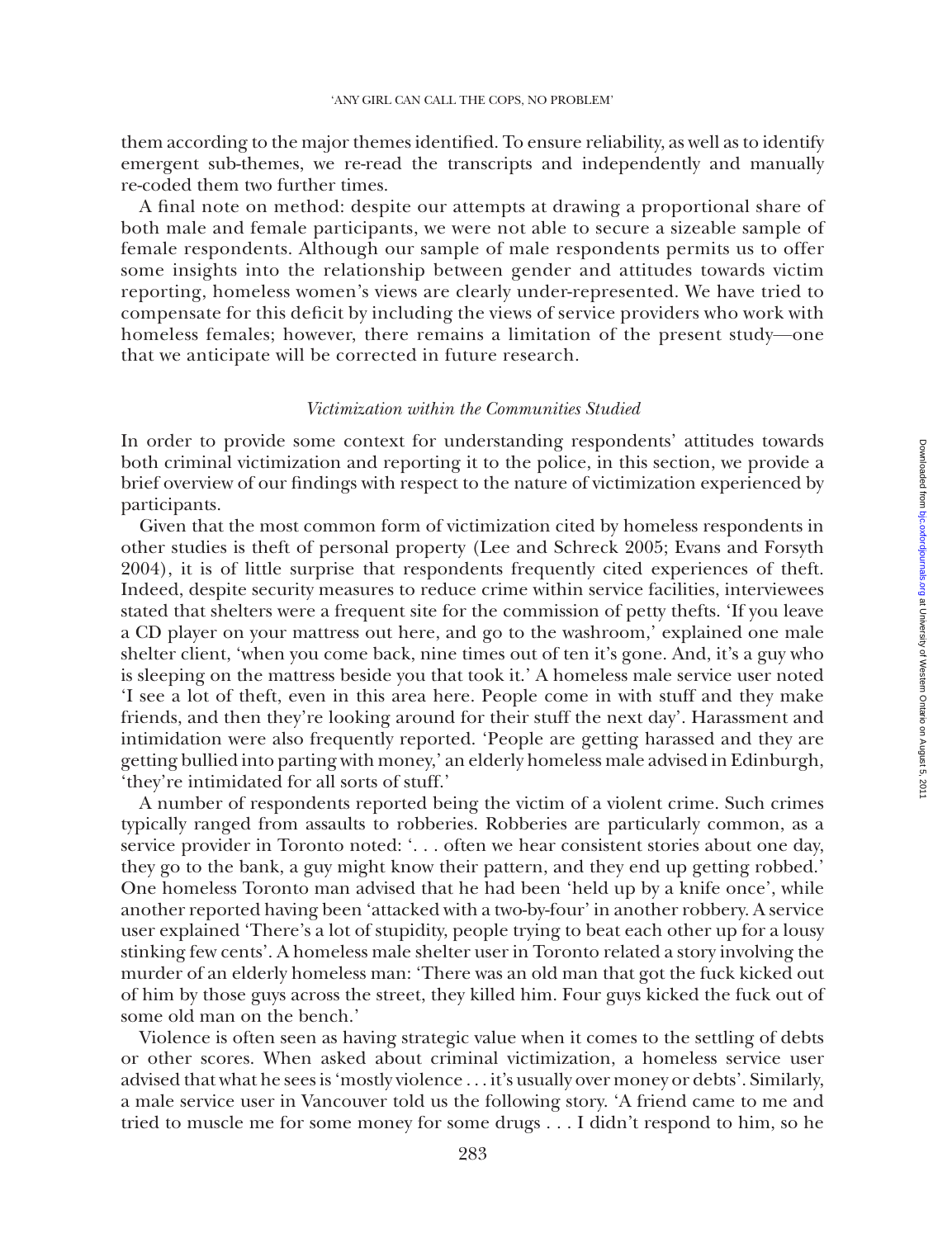them according to the major themes identified. To ensure reliability, as well as to identify emergent sub-themes, we re-read the transcripts and independently and manually re-coded them two further times.

A final note on method: despite our attempts at drawing a proportional share of both male and female participants, we were not able to secure a sizeable sample of female respondents. Although our sample of male respondents permits us to offer some insights into the relationship between gender and attitudes towards victim reporting, homeless women's views are clearly under-represented. We have tried to compensate for this deficit by including the views of service providers who work with homeless females; however, there remains a limitation of the present study—one that we anticipate will be corrected in future research.

### *Victimization within the Communities Studied*

In order to provide some context for understanding respondents' attitudes towards both criminal victimization and reporting it to the police, in this section, we provide a brief overview of our findings with respect to the nature of victimization experienced by participants.

Given that the most common form of victimization cited by homeless respondents in other studies is theft of personal property (Lee and Schreck 2005; Evans and Forsyth 2004), it is of little surprise that respondents frequently cited experiences of theft. Indeed, despite security measures to reduce crime within service facilities, interviewees stated that shelters were a frequent site for the commission of petty thefts. 'If you leave a CD player on your mattress out here, and go to the washroom,' explained one male shelter client, 'when you come back, nine times out of ten it's gone. And, it's a guy who is sleeping on the mattress beside you that took it.' A homeless male service user noted 'I see a lot of theft, even in this area here. People come in with stuff and they make friends, and then they're looking around for their stuff the next day'. Harassment and intimidation were also frequently reported. 'People are getting harassed and they are getting bullied into parting with money,' an elderly homeless male advised in Edinburgh, 'they're intimidated for all sorts of stuff.'

A number of respondents reported being the victim of a violent crime. Such crimes typically ranged from assaults to robberies. Robberies are particularly common, as a service provider in Toronto noted: '. . . often we hear consistent stories about one day, they go to the bank, a guy might know their pattern, and they end up getting robbed.' One homeless Toronto man advised that he had been 'held up by a knife once', while another reported having been 'attacked with a two-by-four' in another robbery. A service user explained 'There's a lot of stupidity, people trying to beat each other up for a lousy stinking few cents'. A homeless male shelter user in Toronto related a story involving the murder of an elderly homeless man: 'There was an old man that got the fuck kicked out of him by those guys across the street, they killed him. Four guys kicked the fuck out of some old man on the bench.'

Violence is often seen as having strategic value when it comes to the settling of debts or other scores. When asked about criminal victimization, a homeless service user advised that what he sees is 'mostly violence . . . it's usually over money or debts'. Similarly, a male service user in Vancouver told us the following story. 'A friend came to me and tried to muscle me for some money for some drugs . . . I didn't respond to him, so he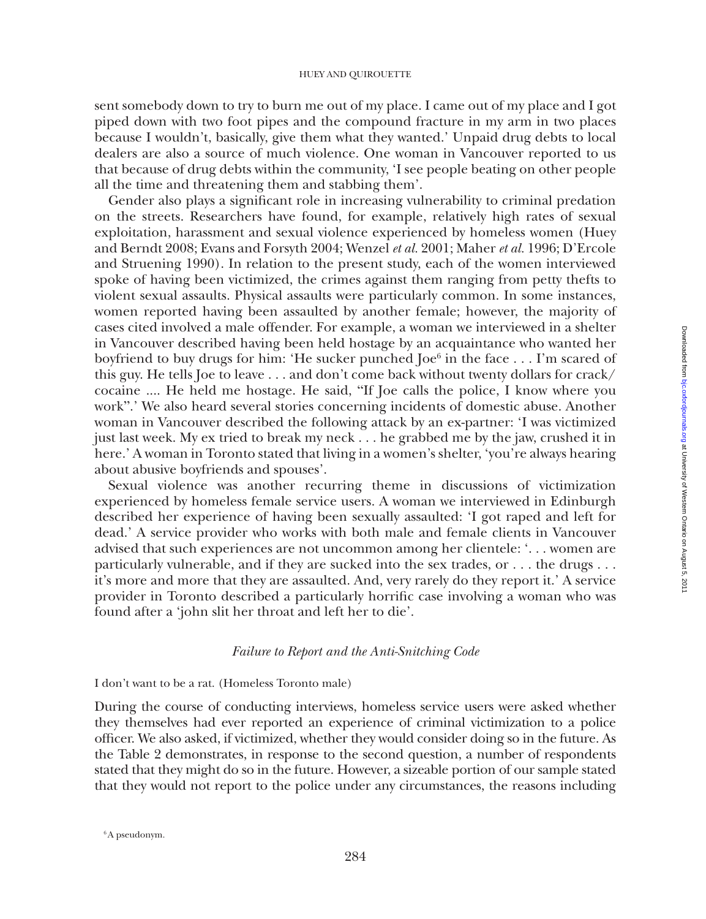sent somebody down to try to burn me out of my place. I came out of my place and I got piped down with two foot pipes and the compound fracture in my arm in two places because I wouldn't, basically, give them what they wanted.' Unpaid drug debts to local dealers are also a source of much violence. One woman in Vancouver reported to us that because of drug debts within the community, 'I see people beating on other people all the time and threatening them and stabbing them'.

Gender also plays a significant role in increasing vulnerability to criminal predation on the streets. Researchers have found, for example, relatively high rates of sexual exploitation, harassment and sexual violence experienced by homeless women (Huey and Berndt 2008; Evans and Forsyth 2004; Wenzel *et al.* 2001; Maher *et al.* 1996; D'Ercole and Struening 1990). In relation to the present study, each of the women interviewed spoke of having been victimized, the crimes against them ranging from petty thefts to violent sexual assaults. Physical assaults were particularly common. In some instances, women reported having been assaulted by another female; however, the majority of cases cited involved a male offender. For example, a woman we interviewed in a shelter in Vancouver described having been held hostage by an acquaintance who wanted her boyfriend to buy drugs for him: 'He sucker punched Joe[6] in the face . . . I'm scared of this guy. He tells Joe to leave . . . and don't come back without twenty dollars for crack/cocaine .... He held me hostage. He said, "If Joe calls the police, I know where you work".' We also heard several stories concerning incidents of domestic abuse. Another woman in Vancouver described the following attack by an ex-partner: 'I was victimized just last week. My ex tried to break my neck . . . he grabbed me by the jaw, crushed it in here.' A woman in Toronto stated that living in a women's shelter, 'you're always hearing about abusive boyfriends and spouses'.

Sexual violence was another recurring theme in discussions of victimization experienced by homeless female service users. A woman we interviewed in Edinburgh described her experience of having been sexually assaulted: 'I got raped and left for dead.' A service provider who works with both male and female clients in Vancouver advised that such experiences are not uncommon among her clientele: '. . . women are particularly vulnerable, and if they are sucked into the sex trades, or . . . the drugs . . . it's more and more that they are assaulted. And, very rarely do they report it.' A service provider in Toronto described a particularly horrific case involving a woman who was found after a 'john slit her throat and left her to die'.

### *Failure to Report and the Anti-Snitching Code*

I don't want to be a rat. (Homeless Toronto male)

During the course of conducting interviews, homeless service users were asked whether they themselves had ever reported an experience of criminal victimization to a police officer. We also asked, if victimized, whether they would consider doing so in the future. As the Table 2 demonstrates, in response to the second question, a number of respondents stated that they might do so in the future. However, a sizeable portion of our sample stated that they would not report to the police under any circumstances, the reasons including

[6] A pseudonym.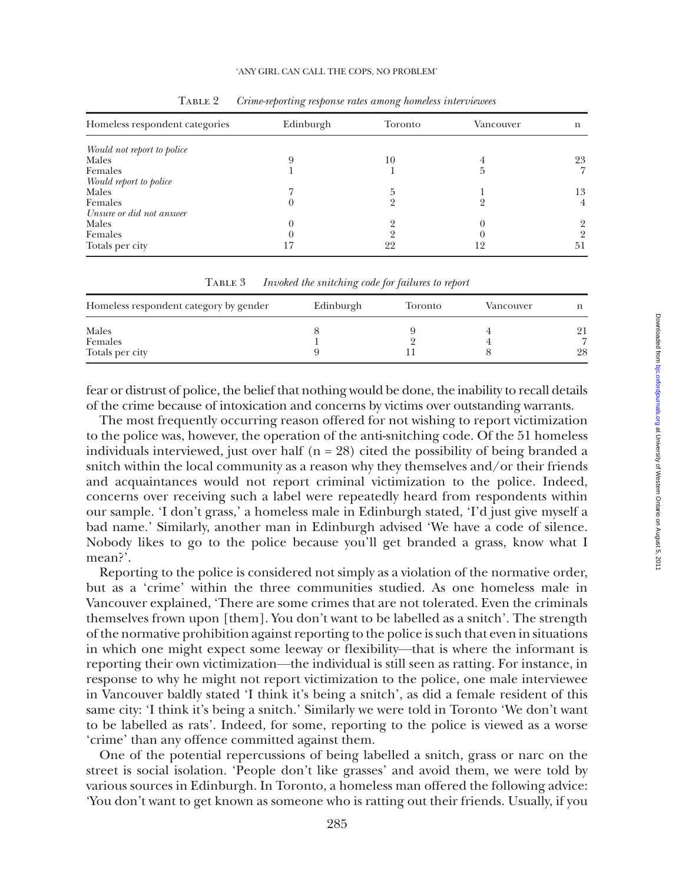Table 2 *Crime-reporting response rates among homeless interviewees*

| Homeless respondent categories | Edinburgh | Toronto | Vancouver | n |
|---|---|---|---|---|
| *Would not report to police* | | | | |
| Males | 9 | 10 | 4 | 23 |
| Females | 1 | 1 | 5 | 7 |
| *Would report to police* | | | | |
| Males | 7 | 5 | 1 | 13 |
| Females | 0 | 2 | 2 | 4 |
| *Unsure or did not answer* | | | | |
| Males | 0 | 2 | 0 | 2 |
| Females | 0 | 2 | 0 | 2 |
| Totals per city | 17 | 22 | 12 | 51 |

Table 3 *Invoked the snitching code for failures to report*

| Homeless respondent category by gender | Edinburgh | Toronto | Vancouver | n |
|---|---|---|---|---|
| Males | 8 | 9 | 4 | 21 |
| Females | 1 | 2 | 4 | 7 |
| Totals per city | 9 | 11 | 8 | 28 |

fear or distrust of police, the belief that nothing would be done, the inability to recall details of the crime because of intoxication and concerns by victims over outstanding warrants.

The most frequently occurring reason offered for not wishing to report victimization to the police was, however, the operation of the anti-snitching code. Of the 51 homeless individuals interviewed, just over half (n = 28) cited the possibility of being branded a snitch within the local community as a reason why they themselves and/or their friends and acquaintances would not report criminal victimization to the police. Indeed, concerns over receiving such a label were repeatedly heard from respondents within our sample. 'I don't grass,' a homeless male in Edinburgh stated, 'I'd just give myself a bad name.' Similarly, another man in Edinburgh advised 'We have a code of silence. Nobody likes to go to the police because you'll get branded a grass, know what I mean?'.

Reporting to the police is considered not simply as a violation of the normative order, but as a 'crime' within the three communities studied. As one homeless male in Vancouver explained, 'There are some crimes that are not tolerated. Even the criminals themselves frown upon [them]. You don't want to be labelled as a snitch'. The strength of the normative prohibition against reporting to the police is such that even in situations in which one might expect some leeway or flexibility—that is where the informant is reporting their own victimization—the individual is still seen as ratting. For instance, in response to why he might not report victimization to the police, one male interviewee in Vancouver baldly stated 'I think it's being a snitch', as did a female resident of this same city: 'I think it's being a snitch.' Similarly we were told in Toronto 'We don't want to be labelled as rats'. Indeed, for some, reporting to the police is viewed as a worse 'crime' than any offence committed against them.

One of the potential repercussions of being labelled a snitch, grass or narc on the street is social isolation. 'People don't like grasses' and avoid them, we were told by various sources in Edinburgh. In Toronto, a homeless man offered the following advice: 'You don't want to get known as someone who is ratting out their friends. Usually, if you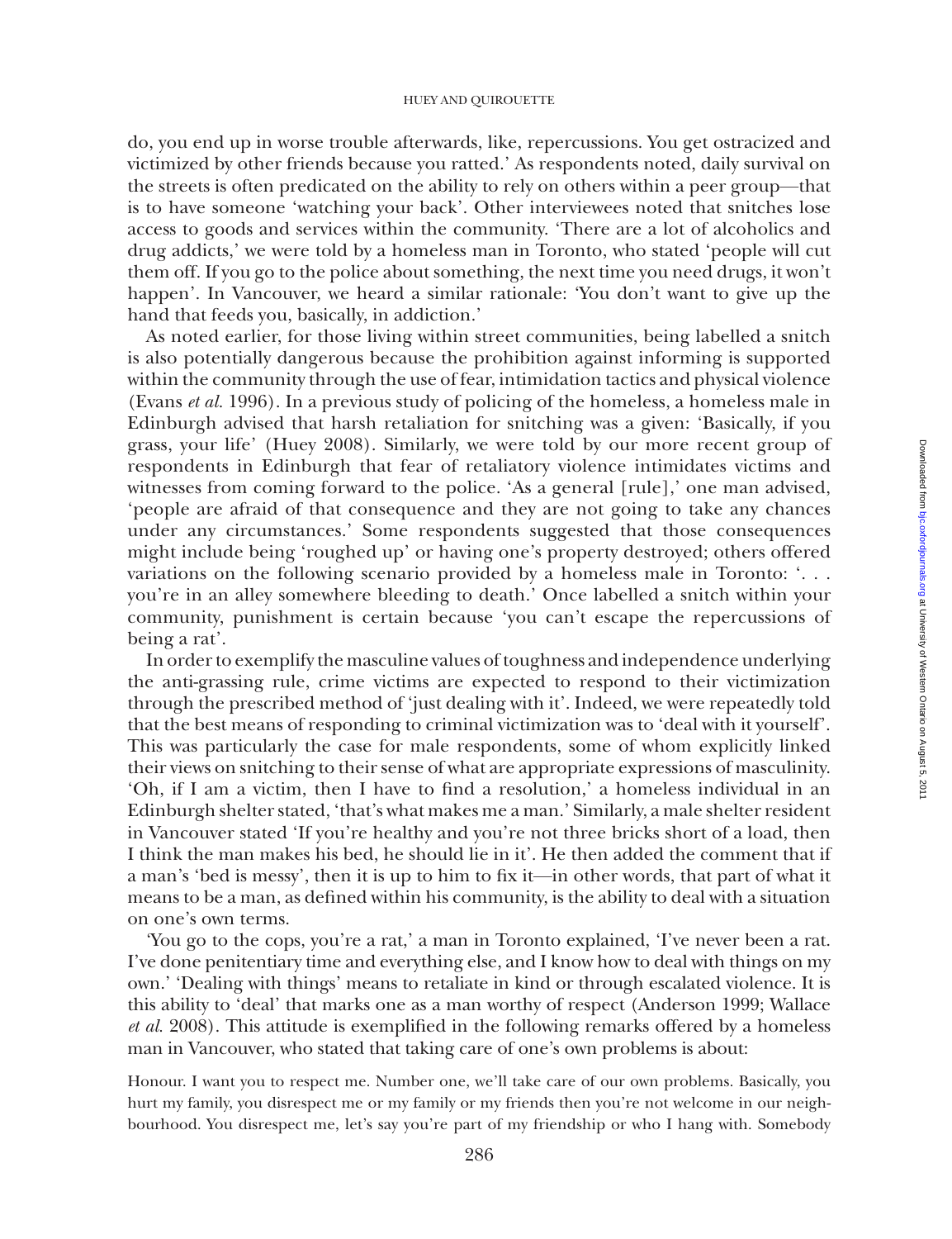do, you end up in worse trouble afterwards, like, repercussions. You get ostracized and victimized by other friends because you ratted.' As respondents noted, daily survival on the streets is often predicated on the ability to rely on others within a peer group—that is to have someone 'watching your back'. Other interviewees noted that snitches lose access to goods and services within the community. 'There are a lot of alcoholics and drug addicts,' we were told by a homeless man in Toronto, who stated 'people will cut them off. If you go to the police about something, the next time you need drugs, it won't happen'. In Vancouver, we heard a similar rationale: 'You don't want to give up the hand that feeds you, basically, in addiction.'

As noted earlier, for those living within street communities, being labelled a snitch is also potentially dangerous because the prohibition against informing is supported within the community through the use of fear, intimidation tactics and physical violence (Evans *et al*. 1996). In a previous study of policing of the homeless, a homeless male in Edinburgh advised that harsh retaliation for snitching was a given: 'Basically, if you grass, your life' (Huey 2008). Similarly, we were told by our more recent group of respondents in Edinburgh that fear of retaliatory violence intimidates victims and witnesses from coming forward to the police. 'As a general [rule],' one man advised, 'people are afraid of that consequence and they are not going to take any chances under any circumstances.' Some respondents suggested that those consequences might include being 'roughed up' or having one's property destroyed; others offered variations on the following scenario provided by a homeless male in Toronto: '. . . you're in an alley somewhere bleeding to death.' Once labelled a snitch within your community, punishment is certain because 'you can't escape the repercussions of being a rat'.

In order to exemplify the masculine values of toughness and independence underlying the anti-grassing rule, crime victims are expected to respond to their victimization through the prescribed method of 'just dealing with it'. Indeed, we were repeatedly told that the best means of responding to criminal victimization was to 'deal with it yourself'. This was particularly the case for male respondents, some of whom explicitly linked their views on snitching to their sense of what are appropriate expressions of masculinity. 'Oh, if I am a victim, then I have to find a resolution,' a homeless individual in an Edinburgh shelter stated, 'that's what makes me a man.' Similarly, a male shelter resident in Vancouver stated 'If you're healthy and you're not three bricks short of a load, then I think the man makes his bed, he should lie in it'. He then added the comment that if a man's 'bed is messy', then it is up to him to fix it—in other words, that part of what it means to be a man, as defined within his community, is the ability to deal with a situation on one's own terms.

'You go to the cops, you're a rat,' a man in Toronto explained, 'I've never been a rat. I've done penitentiary time and everything else, and I know how to deal with things on my own.' 'Dealing with things' means to retaliate in kind or through escalated violence. It is this ability to 'deal' that marks one as a man worthy of respect (Anderson 1999; Wallace *et al*. 2008). This attitude is exemplified in the following remarks offered by a homeless man in Vancouver, who stated that taking care of one's own problems is about:

> Honour. I want you to respect me. Number one, we'll take care of our own problems. Basically, you hurt my family, you disrespect me or my family or my friends then you're not welcome in our neighbourhood. You disrespect me, let's say you're part of my friendship or who I hang with. Somebody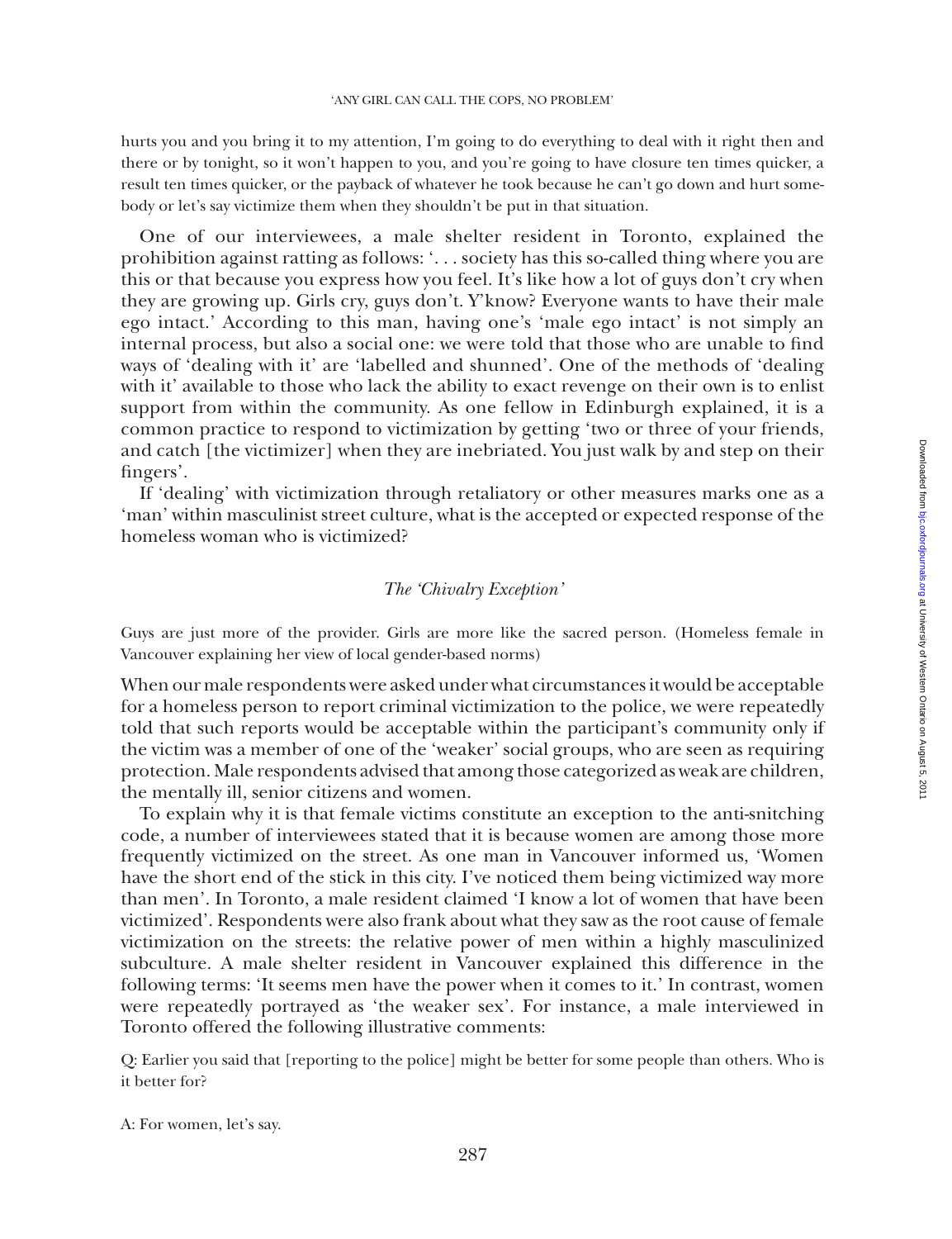hurts you and you bring it to my attention, I'm going to do everything to deal with it right then and there or by tonight, so it won't happen to you, and you're going to have closure ten times quicker, a result ten times quicker, or the payback of whatever he took because he can't go down and hurt somebody or let's say victimize them when they shouldn't be put in that situation.

One of our interviewees, a male shelter resident in Toronto, explained the prohibition against ratting as follows: '. . . society has this so-called thing where you are this or that because you express how you feel. It's like how a lot of guys don't cry when they are growing up. Girls cry, guys don't. Y'know? Everyone wants to have their male ego intact.' According to this man, having one's 'male ego intact' is not simply an internal process, but also a social one: we were told that those who are unable to find ways of 'dealing with it' are 'labelled and shunned'. One of the methods of 'dealing with it' available to those who lack the ability to exact revenge on their own is to enlist support from within the community. As one fellow in Edinburgh explained, it is a common practice to respond to victimization by getting 'two or three of your friends, and catch [the victimizer] when they are inebriated. You just walk by and step on their fingers'.

If 'dealing' with victimization through retaliatory or other measures marks one as a 'man' within masculinist street culture, what is the accepted or expected response of the homeless woman who is victimized?

### *The 'Chivalry Exception'*

Guys are just more of the provider. Girls are more like the sacred person. (Homeless female in Vancouver explaining her view of local gender-based norms)

When our male respondents were asked under what circumstances it would be acceptable for a homeless person to report criminal victimization to the police, we were repeatedly told that such reports would be acceptable within the participant's community only if the victim was a member of one of the 'weaker' social groups, who are seen as requiring protection. Male respondents advised that among those categorized as weak are children, the mentally ill, senior citizens and women.

To explain why it is that female victims constitute an exception to the anti-snitching code, a number of interviewees stated that it is because women are among those more frequently victimized on the street. As one man in Vancouver informed us, 'Women have the short end of the stick in this city. I've noticed them being victimized way more than men'. In Toronto, a male resident claimed 'I know a lot of women that have been victimized'. Respondents were also frank about what they saw as the root cause of female victimization on the streets: the relative power of men within a highly masculinized subculture. A male shelter resident in Vancouver explained this difference in the following terms: 'It seems men have the power when it comes to it.' In contrast, women were repeatedly portrayed as 'the weaker sex'. For instance, a male interviewed in Toronto offered the following illustrative comments:

Q: Earlier you said that [reporting to the police] might be better for some people than others. Who is it better for?

A: For women, let's say.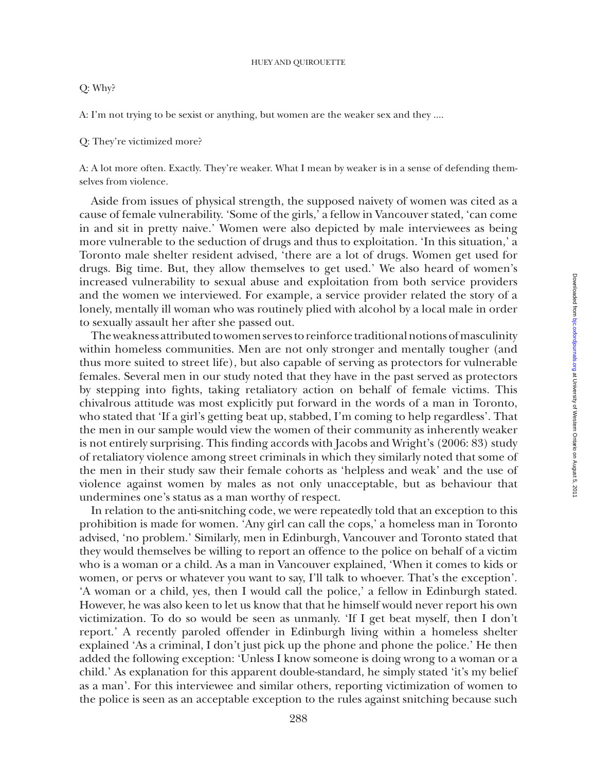Q: Why?

A: I'm not trying to be sexist or anything, but women are the weaker sex and they ....

Q: They're victimized more?

A: A lot more often. Exactly. They're weaker. What I mean by weaker is in a sense of defending themselves from violence.

Aside from issues of physical strength, the supposed naivety of women was cited as a cause of female vulnerability. 'Some of the girls,' a fellow in Vancouver stated, 'can come in and sit in pretty naive.' Women were also depicted by male interviewees as being more vulnerable to the seduction of drugs and thus to exploitation. 'In this situation,' a Toronto male shelter resident advised, 'there are a lot of drugs. Women get used for drugs. Big time. But, they allow themselves to get used.' We also heard of women's increased vulnerability to sexual abuse and exploitation from both service providers and the women we interviewed. For example, a service provider related the story of a lonely, mentally ill woman who was routinely plied with alcohol by a local male in order to sexually assault her after she passed out.

The weakness attributed to women serves to reinforce traditional notions of masculinity within homeless communities. Men are not only stronger and mentally tougher (and thus more suited to street life), but also capable of serving as protectors for vulnerable females. Several men in our study noted that they have in the past served as protectors by stepping into fights, taking retaliatory action on behalf of female victims. This chivalrous attitude was most explicitly put forward in the words of a man in Toronto, who stated that 'If a girl's getting beat up, stabbed, I'm coming to help regardless'. That the men in our sample would view the women of their community as inherently weaker is not entirely surprising. This finding accords with Jacobs and Wright's (2006: 83) study of retaliatory violence among street criminals in which they similarly noted that some of the men in their study saw their female cohorts as 'helpless and weak' and the use of violence against women by males as not only unacceptable, but as behaviour that undermines one's status as a man worthy of respect.

In relation to the anti-snitching code, we were repeatedly told that an exception to this prohibition is made for women. 'Any girl can call the cops,' a homeless man in Toronto advised, 'no problem.' Similarly, men in Edinburgh, Vancouver and Toronto stated that they would themselves be willing to report an offence to the police on behalf of a victim who is a woman or a child. As a man in Vancouver explained, 'When it comes to kids or women, or pervs or whatever you want to say, I'll talk to whoever. That's the exception'. 'A woman or a child, yes, then I would call the police,' a fellow in Edinburgh stated. However, he was also keen to let us know that that he himself would never report his own victimization. To do so would be seen as unmanly. 'If I get beat myself, then I don't report.' A recently paroled offender in Edinburgh living within a homeless shelter explained 'As a criminal, I don't just pick up the phone and phone the police.' He then added the following exception: 'Unless I know someone is doing wrong to a woman or a child.' As explanation for this apparent double-standard, he simply stated 'it's my belief as a man'. For this interviewee and similar others, reporting victimization of women to the police is seen as an acceptable exception to the rules against snitching because such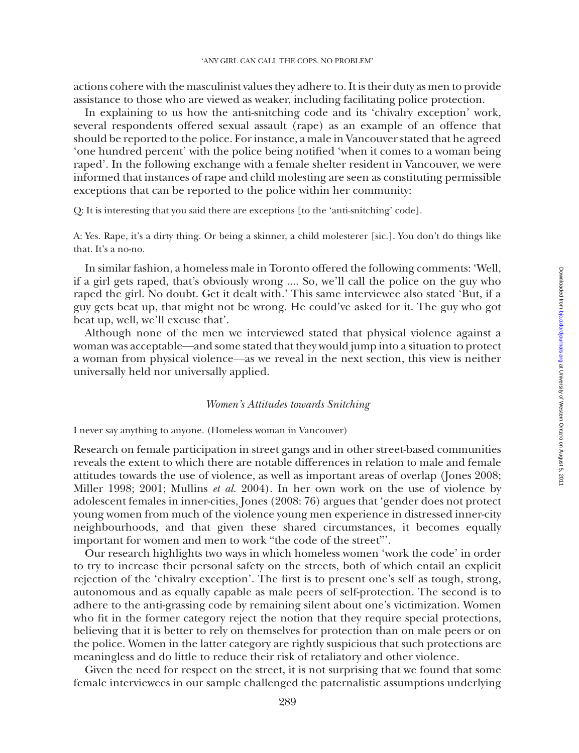actions cohere with the masculinist values they adhere to. It is their duty as men to provide assistance to those who are viewed as weaker, including facilitating police protection.

In explaining to us how the anti-snitching code and its 'chivalry exception' work, several respondents offered sexual assault (rape) as an example of an offence that should be reported to the police. For instance, a male in Vancouver stated that he agreed 'one hundred percent' with the police being notified 'when it comes to a woman being raped'. In the following exchange with a female shelter resident in Vancouver, we were informed that instances of rape and child molesting are seen as constituting permissible exceptions that can be reported to the police within her community:

Q: It is interesting that you said there are exceptions [to the 'anti-snitching' code].

A: Yes. Rape, it's a dirty thing. Or being a skinner, a child molesterer [sic.]. You don't do things like that. It's a no-no.

In similar fashion, a homeless male in Toronto offered the following comments: 'Well, if a girl gets raped, that's obviously wrong .... So, we'll call the police on the guy who raped the girl. No doubt. Get it dealt with.' This same interviewee also stated 'But, if a guy gets beat up, that might not be wrong. He could've asked for it. The guy who got beat up, well, we'll excuse that'.

Although none of the men we interviewed stated that physical violence against a woman was acceptable—and some stated that they would jump into a situation to protect a woman from physical violence—as we reveal in the next section, this view is neither universally held nor universally applied.

### *Women's Attitudes towards Snitching*

I never say anything to anyone. (Homeless woman in Vancouver)

Research on female participation in street gangs and in other street-based communities reveals the extent to which there are notable differences in relation to male and female attitudes towards the use of violence, as well as important areas of overlap (Jones 2008; Miller 1998; 2001; Mullins *et al.* 2004). In her own work on the use of violence by adolescent females in inner-cities, Jones (2008: 76) argues that 'gender does not protect young women from much of the violence young men experience in distressed inner-city neighbourhoods, and that given these shared circumstances, it becomes equally important for women and men to work "the code of the street"'.

Our research highlights two ways in which homeless women 'work the code' in order to try to increase their personal safety on the streets, both of which entail an explicit rejection of the 'chivalry exception'. The first is to present one's self as tough, strong, autonomous and as equally capable as male peers of self-protection. The second is to adhere to the anti-grassing code by remaining silent about one's victimization. Women who fit in the former category reject the notion that they require special protections, believing that it is better to rely on themselves for protection than on male peers or on the police. Women in the latter category are rightly suspicious that such protections are meaningless and do little to reduce their risk of retaliatory and other violence.

Given the need for respect on the street, it is not surprising that we found that some female interviewees in our sample challenged the paternalistic assumptions underlying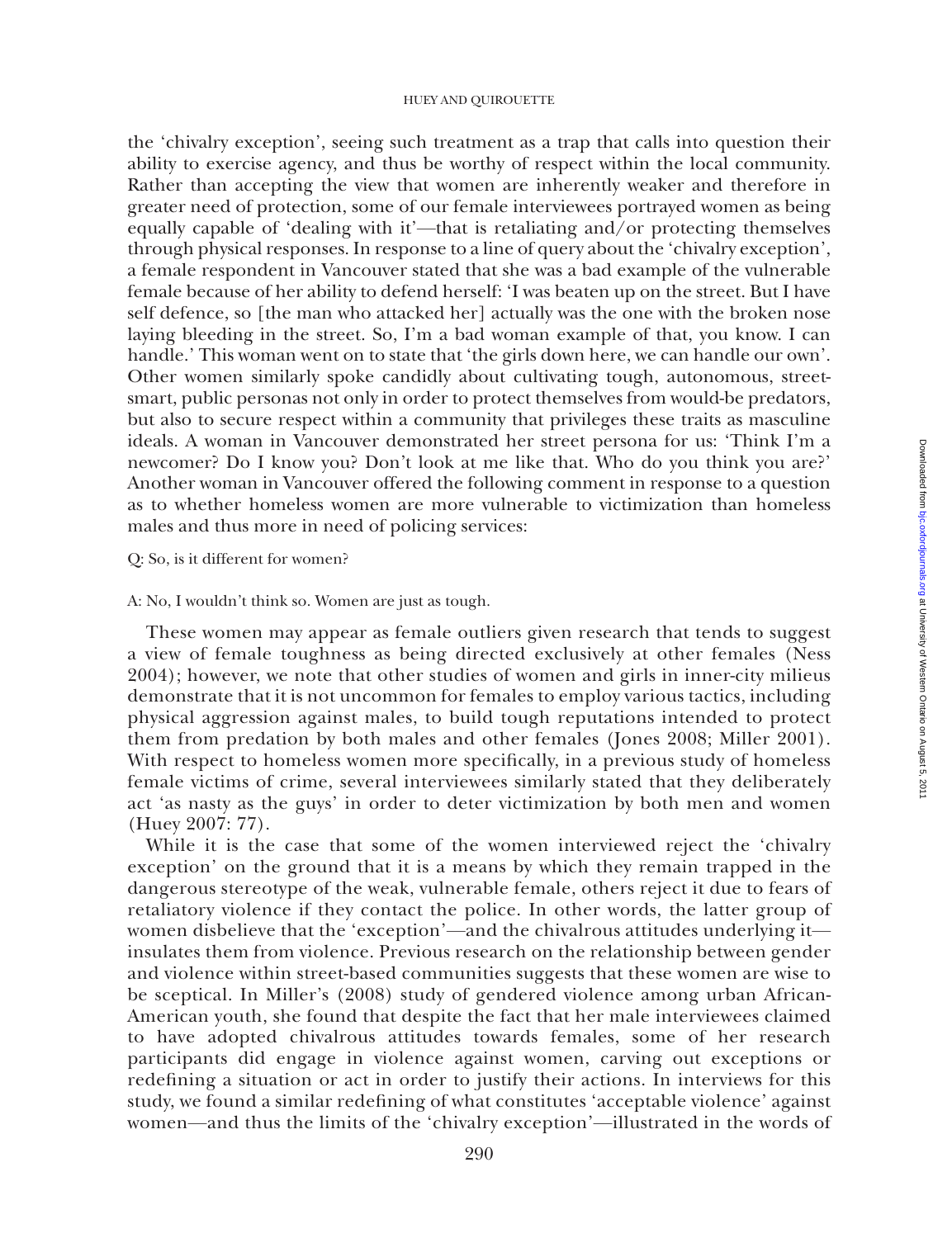the 'chivalry exception', seeing such treatment as a trap that calls into question their ability to exercise agency, and thus be worthy of respect within the local community. Rather than accepting the view that women are inherently weaker and therefore in greater need of protection, some of our female interviewees portrayed women as being equally capable of 'dealing with it'—that is retaliating and/or protecting themselves through physical responses. In response to a line of query about the 'chivalry exception', a female respondent in Vancouver stated that she was a bad example of the vulnerable female because of her ability to defend herself: 'I was beaten up on the street. But I have self defence, so [the man who attacked her] actually was the one with the broken nose laying bleeding in the street. So, I'm a bad woman example of that, you know. I can handle.' This woman went on to state that 'the girls down here, we can handle our own'. Other women similarly spoke candidly about cultivating tough, autonomous, street-smart, public personas not only in order to protect themselves from would-be predators, but also to secure respect within a community that privileges these traits as masculine ideals. A woman in Vancouver demonstrated her street persona for us: 'Think I'm a newcomer? Do I know you? Don't look at me like that. Who do you think you are?' Another woman in Vancouver offered the following comment in response to a question as to whether homeless women are more vulnerable to victimization than homeless males and thus more in need of policing services:

Q: So, is it different for women?

A: No, I wouldn't think so. Women are just as tough.

These women may appear as female outliers given research that tends to suggest a view of female toughness as being directed exclusively at other females (Ness 2004); however, we note that other studies of women and girls in inner-city milieus demonstrate that it is not uncommon for females to employ various tactics, including physical aggression against males, to build tough reputations intended to protect them from predation by both males and other females (Jones 2008; Miller 2001). With respect to homeless women more specifically, in a previous study of homeless female victims of crime, several interviewees similarly stated that they deliberately act 'as nasty as the guys' in order to deter victimization by both men and women (Huey 2007: 77).

While it is the case that some of the women interviewed reject the 'chivalry exception' on the ground that it is a means by which they remain trapped in the dangerous stereotype of the weak, vulnerable female, others reject it due to fears of retaliatory violence if they contact the police. In other words, the latter group of women disbelieve that the 'exception'—and the chivalrous attitudes underlying it—insulates them from violence. Previous research on the relationship between gender and violence within street-based communities suggests that these women are wise to be sceptical. In Miller's (2008) study of gendered violence among urban African-American youth, she found that despite the fact that her male interviewees claimed to have adopted chivalrous attitudes towards females, some of her research participants did engage in violence against women, carving out exceptions or redefining a situation or act in order to justify their actions. In interviews for this study, we found a similar redefining of what constitutes 'acceptable violence' against women—and thus the limits of the 'chivalry exception'—illustrated in the words of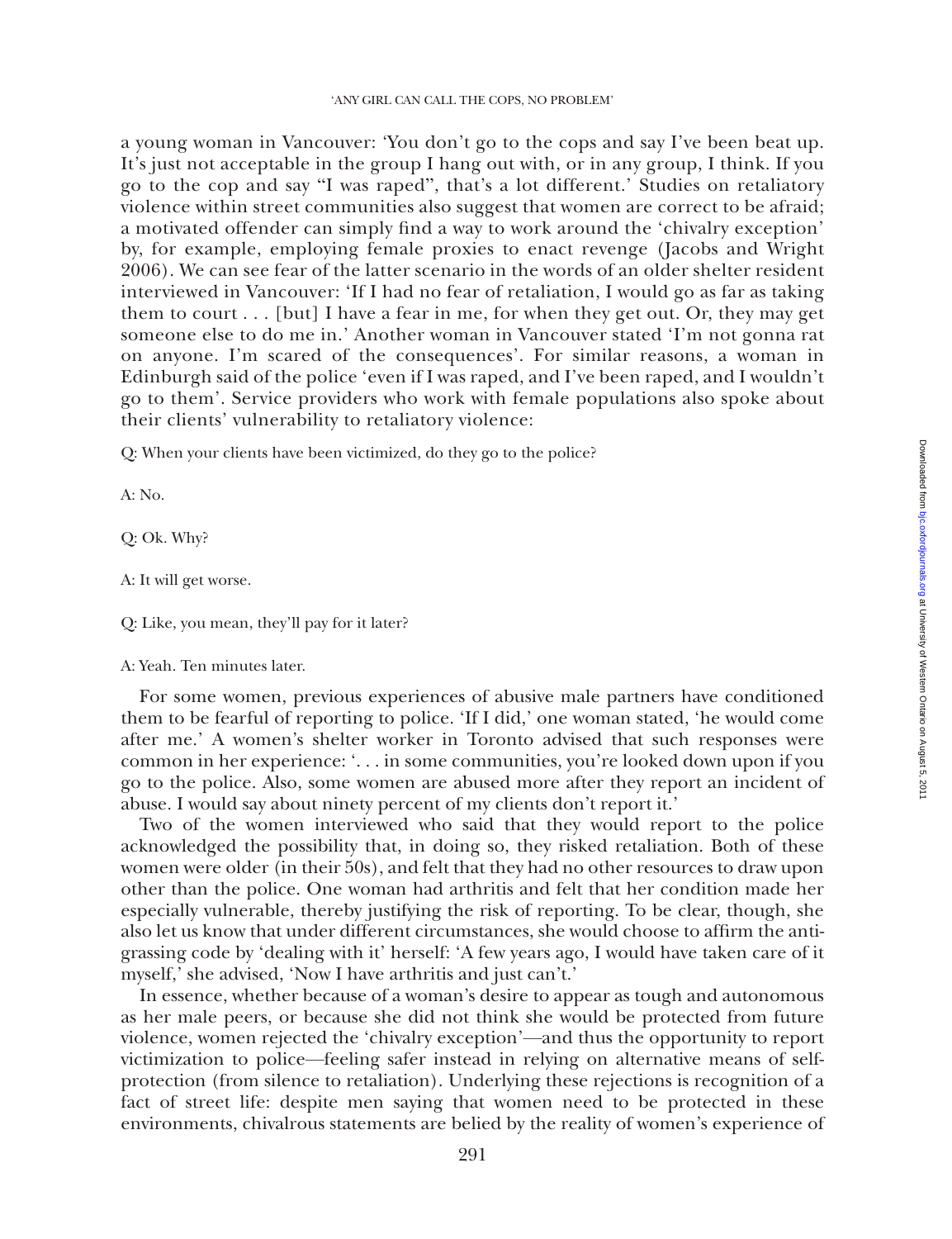a young woman in Vancouver: 'You don't go to the cops and say I've been beat up. It's just not acceptable in the group I hang out with, or in any group, I think. If you go to the cop and say "I was raped", that's a lot different.' Studies on retaliatory violence within street communities also suggest that women are correct to be afraid; a motivated offender can simply find a way to work around the 'chivalry exception' by, for example, employing female proxies to enact revenge (Jacobs and Wright 2006). We can see fear of the latter scenario in the words of an older shelter resident interviewed in Vancouver: 'If I had no fear of retaliation, I would go as far as taking them to court . . . [but] I have a fear in me, for when they get out. Or, they may get someone else to do me in.' Another woman in Vancouver stated 'I'm not gonna rat on anyone. I'm scared of the consequences'. For similar reasons, a woman in Edinburgh said of the police 'even if I was raped, and I've been raped, and I wouldn't go to them'. Service providers who work with female populations also spoke about their clients' vulnerability to retaliatory violence:

Q: When your clients have been victimized, do they go to the police?

A: No.

Q: Ok. Why?

A: It will get worse.

Q: Like, you mean, they'll pay for it later?

A: Yeah. Ten minutes later.

For some women, previous experiences of abusive male partners have conditioned them to be fearful of reporting to police. 'If I did,' one woman stated, 'he would come after me.' A women's shelter worker in Toronto advised that such responses were common in her experience: '. . . in some communities, you're looked down upon if you go to the police. Also, some women are abused more after they report an incident of abuse. I would say about ninety percent of my clients don't report it.'

Two of the women interviewed who said that they would report to the police acknowledged the possibility that, in doing so, they risked retaliation. Both of these women were older (in their 50s), and felt that they had no other resources to draw upon other than the police. One woman had arthritis and felt that her condition made her especially vulnerable, thereby justifying the risk of reporting. To be clear, though, she also let us know that under different circumstances, she would choose to affirm the anti-grassing code by 'dealing with it' herself: 'A few years ago, I would have taken care of it myself,' she advised, 'Now I have arthritis and just can't.'

In essence, whether because of a woman's desire to appear as tough and autonomous as her male peers, or because she did not think she would be protected from future violence, women rejected the 'chivalry exception'—and thus the opportunity to report victimization to police—feeling safer instead in relying on alternative means of self-protection (from silence to retaliation). Underlying these rejections is recognition of a fact of street life: despite men saying that women need to be protected in these environments, chivalrous statements are belied by the reality of women's experience of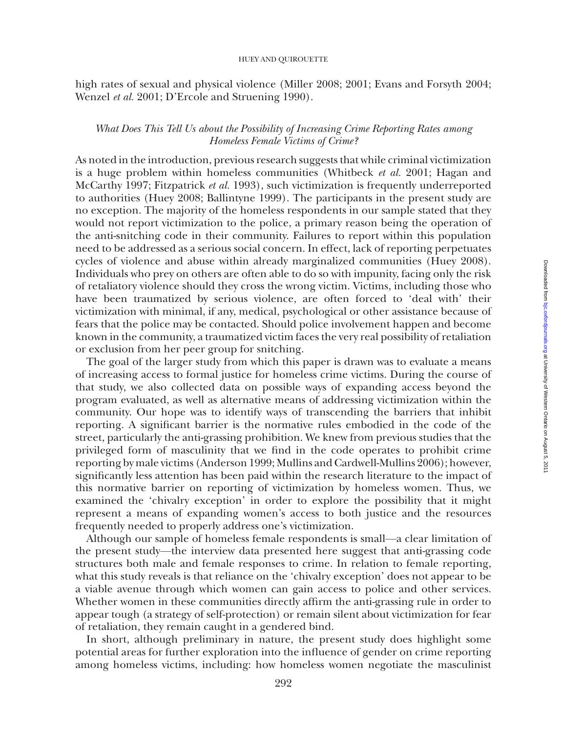high rates of sexual and physical violence (Miller 2008; 2001; Evans and Forsyth 2004; Wenzel *et al.* 2001; D'Ercole and Struening 1990).

### *What Does This Tell Us about the Possibility of Increasing Crime Reporting Rates among Homeless Female Victims of Crime?*

As noted in the introduction, previous research suggests that while criminal victimization is a huge problem within homeless communities (Whitbeck *et al.* 2001; Hagan and McCarthy 1997; Fitzpatrick *et al.* 1993), such victimization is frequently underreported to authorities (Huey 2008; Ballintyne 1999). The participants in the present study are no exception. The majority of the homeless respondents in our sample stated that they would not report victimization to the police, a primary reason being the operation of the anti-snitching code in their community. Failures to report within this population need to be addressed as a serious social concern. In effect, lack of reporting perpetuates cycles of violence and abuse within already marginalized communities (Huey 2008). Individuals who prey on others are often able to do so with impunity, facing only the risk of retaliatory violence should they cross the wrong victim. Victims, including those who have been traumatized by serious violence, are often forced to 'deal with' their victimization with minimal, if any, medical, psychological or other assistance because of fears that the police may be contacted. Should police involvement happen and become known in the community, a traumatized victim faces the very real possibility of retaliation or exclusion from her peer group for snitching.

The goal of the larger study from which this paper is drawn was to evaluate a means of increasing access to formal justice for homeless crime victims. During the course of that study, we also collected data on possible ways of expanding access beyond the program evaluated, as well as alternative means of addressing victimization within the community. Our hope was to identify ways of transcending the barriers that inhibit reporting. A significant barrier is the normative rules embodied in the code of the street, particularly the anti-grassing prohibition. We knew from previous studies that the privileged form of masculinity that we find in the code operates to prohibit crime reporting by male victims (Anderson 1999; Mullins and Cardwell-Mullins 2006); however, significantly less attention has been paid within the research literature to the impact of this normative barrier on reporting of victimization by homeless women. Thus, we examined the 'chivalry exception' in order to explore the possibility that it might represent a means of expanding women's access to both justice and the resources frequently needed to properly address one's victimization.

Although our sample of homeless female respondents is small—a clear limitation of the present study—the interview data presented here suggest that anti-grassing code structures both male and female responses to crime. In relation to female reporting, what this study reveals is that reliance on the 'chivalry exception' does not appear to be a viable avenue through which women can gain access to police and other services. Whether women in these communities directly affirm the anti-grassing rule in order to appear tough (a strategy of self-protection) or remain silent about victimization for fear of retaliation, they remain caught in a gendered bind.

In short, although preliminary in nature, the present study does highlight some potential areas for further exploration into the influence of gender on crime reporting among homeless victims, including: how homeless women negotiate the masculinist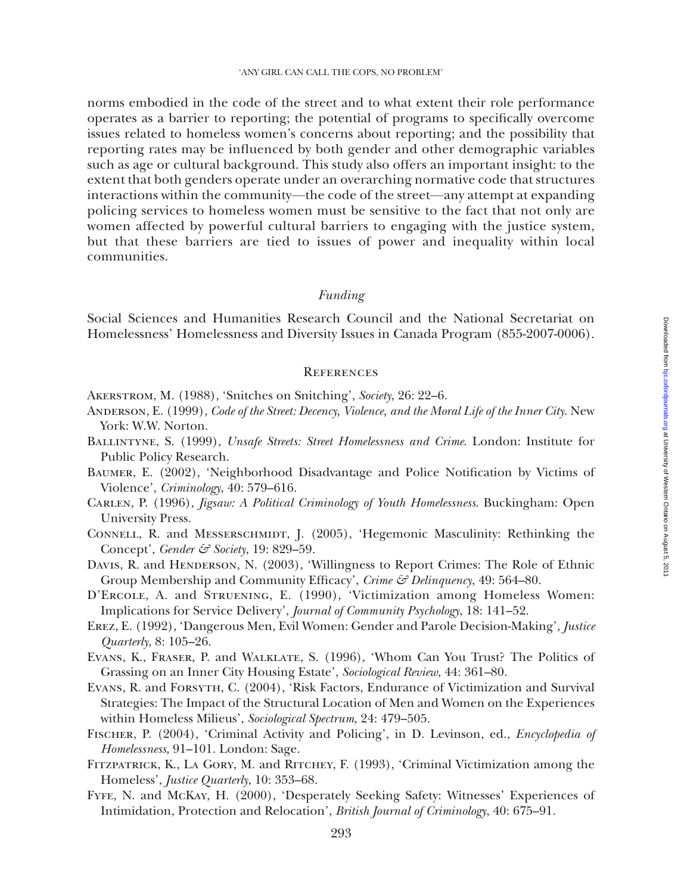norms embodied in the code of the street and to what extent their role performance operates as a barrier to reporting; the potential of programs to specifically overcome issues related to homeless women's concerns about reporting; and the possibility that reporting rates may be influenced by both gender and other demographic variables such as age or cultural background. This study also offers an important insight: to the extent that both genders operate under an overarching normative code that structures interactions within the community—the code of the street—any attempt at expanding policing services to homeless women must be sensitive to the fact that not only are women affected by powerful cultural barriers to engaging with the justice system, but that these barriers are tied to issues of power and inequality within local communities.

### *Funding*

Social Sciences and Humanities Research Council and the National Secretariat on Homelessness' Homelessness and Diversity Issues in Canada Program (855-2007-0006).

## References

Akerstrom, M. (1988), 'Snitches on Snitching', *Society*, 26: 22–6.

Anderson, E. (1999), *Code of the Street: Decency, Violence, and the Moral Life of the Inner City*. New York: W.W. Norton.

Ballintyne, S. (1999), *Unsafe Streets: Street Homelessness and Crime*. London: Institute for Public Policy Research.

Baumer, E. (2002), 'Neighborhood Disadvantage and Police Notification by Victims of Violence', *Criminology*, 40: 579–616.

Carlen, P. (1996), *Jigsaw: A Political Criminology of Youth Homelessness*. Buckingham: Open University Press.

Connell, R. and Messerschmidt, J. (2005), 'Hegemonic Masculinity: Rethinking the Concept', *Gender & Society*, 19: 829–59.

Davis, R. and Henderson, N. (2003), 'Willingness to Report Crimes: The Role of Ethnic Group Membership and Community Efficacy', *Crime & Delinquency*, 49: 564–80.

D'Ercole, A. and Struening, E. (1990), 'Victimization among Homeless Women: Implications for Service Delivery', *Journal of Community Psychology*, 18: 141–52.

Erez, E. (1992), 'Dangerous Men, Evil Women: Gender and Parole Decision-Making', *Justice Quarterly*, 8: 105–26.

Evans, K., Fraser, P. and Walklate, S. (1996), 'Whom Can You Trust? The Politics of Grassing on an Inner City Housing Estate', *Sociological Review*, 44: 361–80.

Evans, R. and Forsyth, C. (2004), 'Risk Factors, Endurance of Victimization and Survival Strategies: The Impact of the Structural Location of Men and Women on the Experiences within Homeless Milieus', *Sociological Spectrum*, 24: 479–505.

Fischer, P. (2004), 'Criminal Activity and Policing', in D. Levinson, ed., *Encyclopedia of Homelessness*, 91–101. London: Sage.

Fitzpatrick, K., La Gory, M. and Ritchey, F. (1993), 'Criminal Victimization among the Homeless', *Justice Quarterly*, 10: 353–68.

Fyfe, N. and McKay, H. (2000), 'Desperately Seeking Safety: Witnesses' Experiences of Intimidation, Protection and Relocation', *British Journal of Criminology*, 40: 675–91.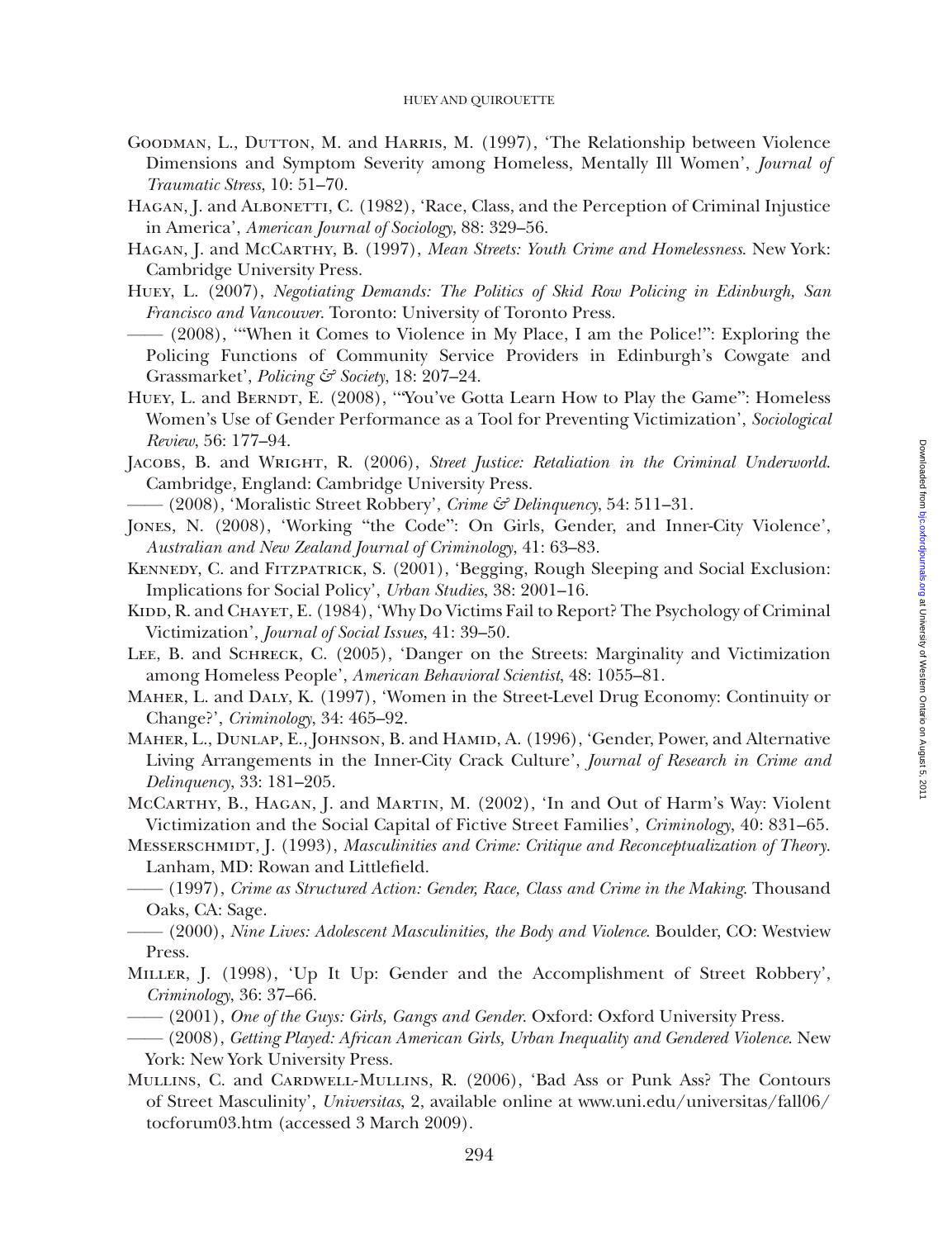Goodman, L., Dutton, M. and Harris, M. (1997), 'The Relationship between Violence Dimensions and Symptom Severity among Homeless, Mentally Ill Women', *Journal of Traumatic Stress*, 10: 51–70.

Hagan, J. and Albonetti, C. (1982), 'Race, Class, and the Perception of Criminal Injustice in America', *American Journal of Sociology*, 88: 329–56.

Hagan, J. and McCarthy, B. (1997), *Mean Streets: Youth Crime and Homelessness*. New York: Cambridge University Press.

Huey, L. (2007), *Negotiating Demands: The Politics of Skid Row Policing in Edinburgh, San Francisco and Vancouver*. Toronto: University of Toronto Press.

—— (2008), '"When it Comes to Violence in My Place, I am the Police!": Exploring the Policing Functions of Community Service Providers in Edinburgh's Cowgate and Grassmarket', *Policing & Society*, 18: 207–24.

Huey, L. and Berndt, E. (2008), '"You've Gotta Learn How to Play the Game": Homeless Women's Use of Gender Performance as a Tool for Preventing Victimization', *Sociological Review*, 56: 177–94.

Jacobs, B. and Wright, R. (2006), *Street Justice: Retaliation in the Criminal Underworld*. Cambridge, England: Cambridge University Press.

—— (2008), 'Moralistic Street Robbery', *Crime & Delinquency*, 54: 511–31.

Jones, N. (2008), 'Working "the Code": On Girls, Gender, and Inner-City Violence', *Australian and New Zealand Journal of Criminology*, 41: 63–83.

Kennedy, C. and Fitzpatrick, S. (2001), 'Begging, Rough Sleeping and Social Exclusion: Implications for Social Policy', *Urban Studies*, 38: 2001–16.

Kidd, R. and Chayet, E. (1984), 'Why Do Victims Fail to Report? The Psychology of Criminal Victimization', *Journal of Social Issues*, 41: 39–50.

Lee, B. and Schreck, C. (2005), 'Danger on the Streets: Marginality and Victimization among Homeless People', *American Behavioral Scientist*, 48: 1055–81.

Maher, L. and Daly, K. (1997), 'Women in the Street-Level Drug Economy: Continuity or Change?', *Criminology*, 34: 465–92.

Maher, L., Dunlap, E., Johnson, B. and Hamid, A. (1996), 'Gender, Power, and Alternative Living Arrangements in the Inner-City Crack Culture', *Journal of Research in Crime and Delinquency*, 33: 181–205.

McCarthy, B., Hagan, J. and Martin, M. (2002), 'In and Out of Harm's Way: Violent Victimization and the Social Capital of Fictive Street Families', *Criminology*, 40: 831–65.

Messerschmidt, J. (1993), *Masculinities and Crime: Critique and Reconceptualization of Theory*. Lanham, MD: Rowan and Littlefield.

—— (1997), *Crime as Structured Action: Gender, Race, Class and Crime in the Making*. Thousand Oaks, CA: Sage.

—— (2000), *Nine Lives: Adolescent Masculinities, the Body and Violence*. Boulder, CO: Westview Press.

Miller, J. (1998), 'Up It Up: Gender and the Accomplishment of Street Robbery', *Criminology*, 36: 37–66.

—— (2001), *One of the Guys: Girls, Gangs and Gender*. Oxford: Oxford University Press.

—— (2008), *Getting Played: African American Girls, Urban Inequality and Gendered Violence*. New York: New York University Press.

Mullins, C. and Cardwell-Mullins, R. (2006), 'Bad Ass or Punk Ass? The Contours of Street Masculinity', *Universitas*, 2, available online at www.uni.edu/universitas/fall06/tocforum03.htm (accessed 3 March 2009).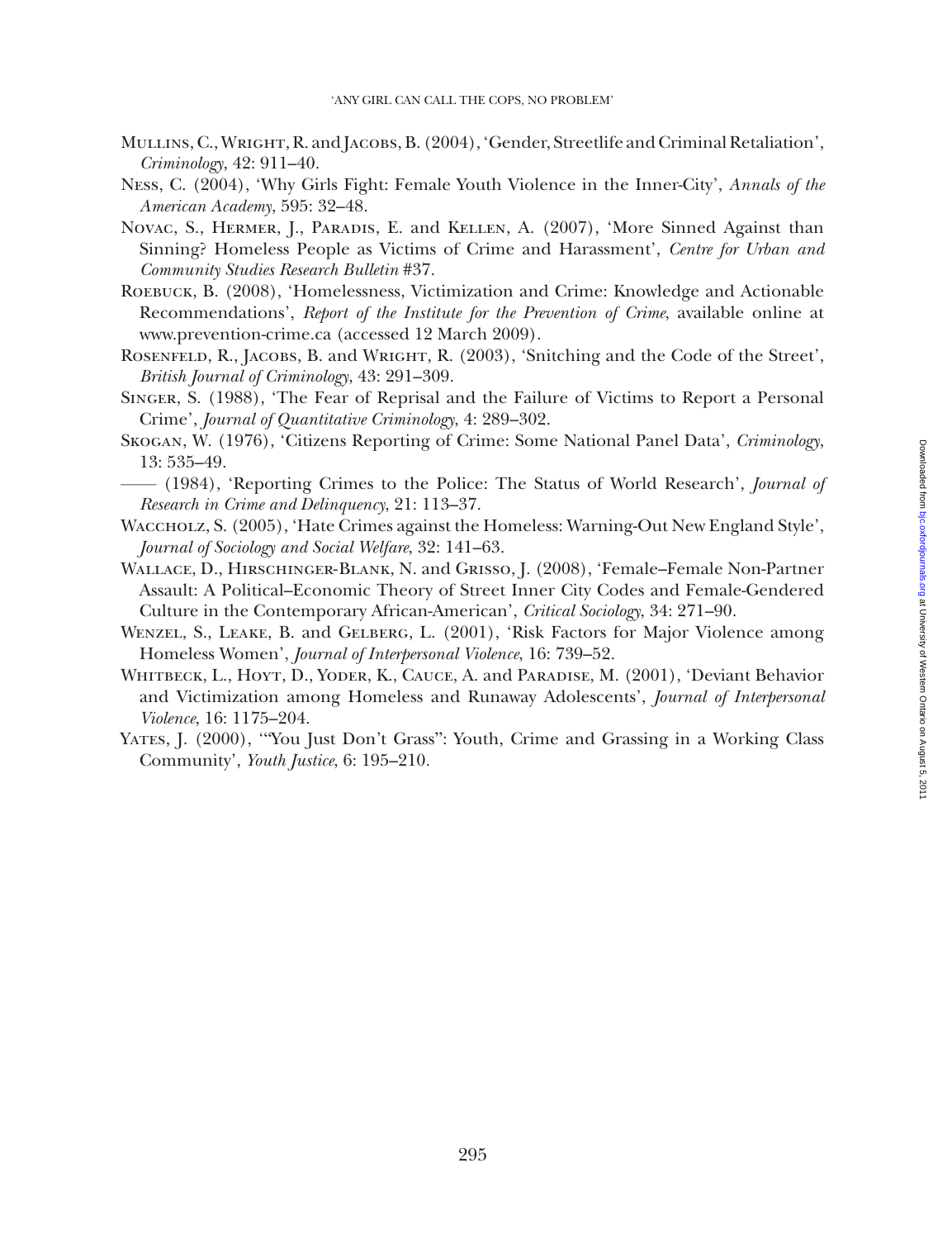Mullins, C., Wright, R. and Jacobs, B. (2004), 'Gender, Streetlife and Criminal Retaliation', *Criminology*, 42: 911–40.

Ness, C. (2004), 'Why Girls Fight: Female Youth Violence in the Inner-City', *Annals of the American Academy*, 595: 32–48.

Novac, S., Hermer, J., Paradis, E. and Kellen, A. (2007), 'More Sinned Against than Sinning? Homeless People as Victims of Crime and Harassment', *Centre for Urban and Community Studies Research Bulletin* #37.

Roebuck, B. (2008), 'Homelessness, Victimization and Crime: Knowledge and Actionable Recommendations', *Report of the Institute for the Prevention of Crime*, available online at www.prevention-crime.ca (accessed 12 March 2009).

Rosenfeld, R., Jacobs, B. and Wright, R. (2003), 'Snitching and the Code of the Street', *British Journal of Criminology*, 43: 291–309.

Singer, S. (1988), 'The Fear of Reprisal and the Failure of Victims to Report a Personal Crime', *Journal of Quantitative Criminology*, 4: 289–302.

Skogan, W. (1976), 'Citizens Reporting of Crime: Some National Panel Data', *Criminology*, 13: 535–49.

—— (1984), 'Reporting Crimes to the Police: The Status of World Research', *Journal of Research in Crime and Delinquency*, 21: 113–37.

Waccholz, S. (2005), 'Hate Crimes against the Homeless: Warning-Out New England Style', *Journal of Sociology and Social Welfare*, 32: 141–63.

Wallace, D., Hirschinger-Blank, N. and Grisso, J. (2008), 'Female–Female Non-Partner Assault: A Political–Economic Theory of Street Inner City Codes and Female-Gendered Culture in the Contemporary African-American', *Critical Sociology*, 34: 271–90.

Wenzel, S., Leake, B. and Gelberg, L. (2001), 'Risk Factors for Major Violence among Homeless Women', *Journal of Interpersonal Violence*, 16: 739–52.

Whitbeck, L., Hoyt, D., Yoder, K., Cauce, A. and Paradise, M. (2001), 'Deviant Behavior and Victimization among Homeless and Runaway Adolescents', *Journal of Interpersonal Violence*, 16: 1175–204.

Yates, J. (2000), '"You Just Don't Grass": Youth, Crime and Grassing in a Working Class Community', *Youth Justice*, 6: 195–210.